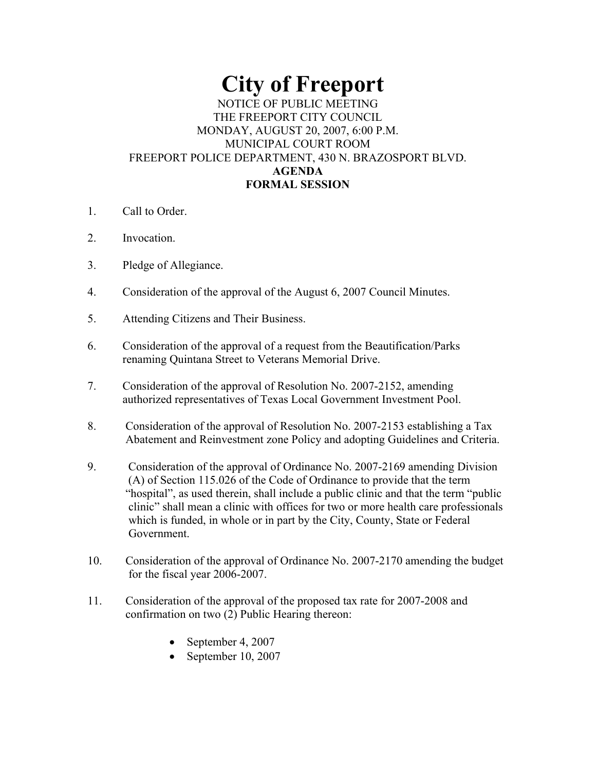# City of Freeport

NOTICE OF PUBLIC MEETING
THE FREEPORT CITY COUNCIL
MONDAY, AUGUST 20, 2007, 6:00 P.M.
MUNICIPAL COURT ROOM
FREEPORT POLICE DEPARTMENT, 430 N. BRAZOSPORT BLVD.

**AGENDA**
**FORMAL SESSION**

1. Call to Order.

2. Invocation.

3. Pledge of Allegiance.

4. Consideration of the approval of the August 6, 2007 Council Minutes.

5. Attending Citizens and Their Business.

6. Consideration of the approval of a request from the Beautification/Parks renaming Quintana Street to Veterans Memorial Drive.

7. Consideration of the approval of Resolution No. 2007-2152, amending authorized representatives of Texas Local Government Investment Pool.

8. Consideration of the approval of Resolution No. 2007-2153 establishing a Tax Abatement and Reinvestment zone Policy and adopting Guidelines and Criteria.

9. Consideration of the approval of Ordinance No. 2007-2169 amending Division (A) of Section 115.026 of the Code of Ordinance to provide that the term "hospital", as used therein, shall include a public clinic and that the term "public clinic" shall mean a clinic with offices for two or more health care professionals which is funded, in whole or in part by the City, County, State or Federal Government.

10. Consideration of the approval of Ordinance No. 2007-2170 amending the budget for the fiscal year 2006-2007.

11. Consideration of the approval of the proposed tax rate for 2007-2008 and confirmation on two (2) Public Hearing thereon:

    - September 4, 2007
    - September 10, 2007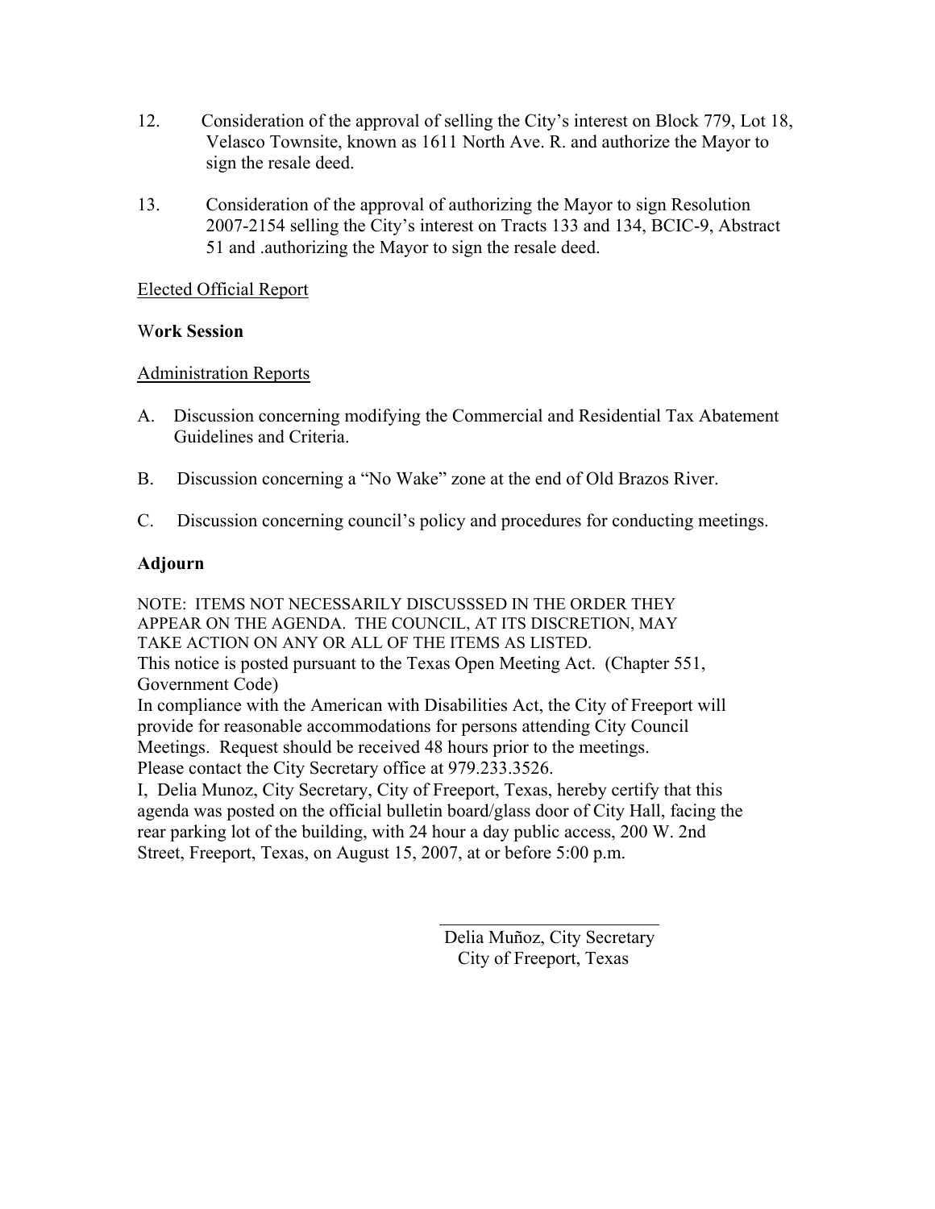12. Consideration of the approval of selling the City's interest on Block 779, Lot 18, Velasco Townsite, known as 1611 North Ave. R. and authorize the Mayor to sign the resale deed.

13. Consideration of the approval of authorizing the Mayor to sign Resolution 2007-2154 selling the City's interest on Tracts 133 and 134, BCIC-9, Abstract 51 and .authorizing the Mayor to sign the resale deed.

Elected Official Report

**Work Session**

Administration Reports

A. Discussion concerning modifying the Commercial and Residential Tax Abatement Guidelines and Criteria.

B. Discussion concerning a "No Wake" zone at the end of Old Brazos River.

C. Discussion concerning council's policy and procedures for conducting meetings.

**Adjourn**

NOTE: ITEMS NOT NECESSARILY DISCUSSSED IN THE ORDER THEY APPEAR ON THE AGENDA. THE COUNCIL, AT ITS DISCRETION, MAY TAKE ACTION ON ANY OR ALL OF THE ITEMS AS LISTED.
This notice is posted pursuant to the Texas Open Meeting Act. (Chapter 551, Government Code)
In compliance with the American with Disabilities Act, the City of Freeport will provide for reasonable accommodations for persons attending City Council Meetings. Request should be received 48 hours prior to the meetings. Please contact the City Secretary office at 979.233.3526.
I, Delia Munoz, City Secretary, City of Freeport, Texas, hereby certify that this agenda was posted on the official bulletin board/glass door of City Hall, facing the rear parking lot of the building, with 24 hour a day public access, 200 W. 2nd Street, Freeport, Texas, on August 15, 2007, at or before 5:00 p.m.

\_\_\_\_\_\_\_\_\_\_\_\_\_\_\_\_\_\_\_\_\_\_\_\_\_\_
Delia Muñoz, City Secretary
City of Freeport, Texas